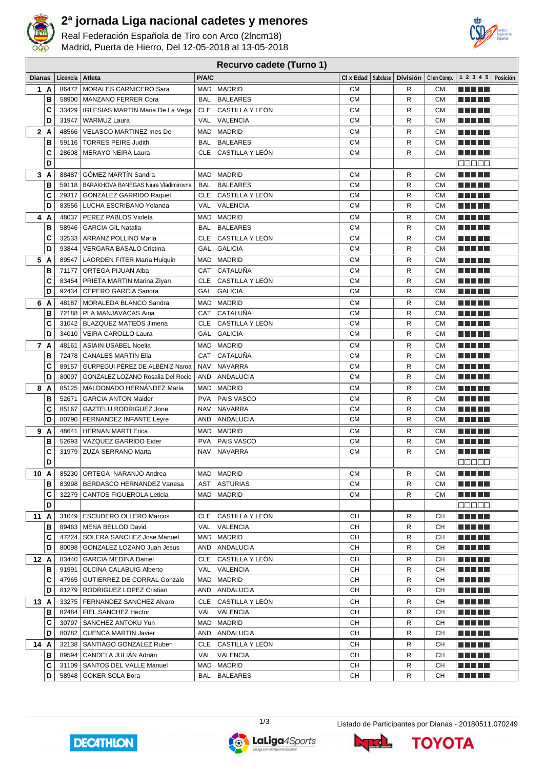# 2ª jornada Liga nacional cadetes y menores

Real Federación Española de Tiro con Arco (2lncm18)
Madrid, Puerta de Hierro, Del 12-05-2018 al 13-05-2018

## Recurvo cadete (Turno 1)

| Dianas | | Licencia | Atleta | P/A/C | | Cl x Edad | Subclase | División | Cl en Comp. | 1 2 3 4 5 | Posición |
|---|---|---|---|---|---|---|---|---|---|---|---|
| 1 | A | 86472 | MORALES CARNICERO Sara | MAD | MADRID | CM | | R | CM | | |
| | B | 58900 | MANZANO FERRER Cora | BAL | BALEARES | CM | | R | CM | | |
| | C | 33429 | IGLESIAS MARTIN Maria De La Vega | CLE | CASTILLA Y LEÓN | CM | | R | CM | | |
| | D | 31947 | WARMUZ Laura | VAL | VALENCIA | CM | | R | CM | | |
| 2 | A | 48566 | VELASCO MARTINEZ Ines De | MAD | MADRID | CM | | R | CM | | |
| | B | 59116 | TORRES PEIRE Judith | BAL | BALEARES | CM | | R | CM | | |
| | C | 28608 | MERAYO NEIRA Laura | CLE | CASTILLA Y LEÓN | CM | | R | CM | | |
| | D | | | | | | | | | | |
| 3 | A | 88487 | GÓMEZ MARTÍN Sandra | MAD | MADRID | CM | | R | CM | | |
| | B | 59118 | BARAKHOVA BANEGAS Niura Vladimirovna | BAL | BALEARES | CM | | R | CM | | |
| | C | 29317 | GONZALEZ GARRIDO Raquel | CLE | CASTILLA Y LEÓN | CM | | R | CM | | |
| | D | 83556 | LUCHA ESCRIBANO Yolanda | VAL | VALENCIA | CM | | R | CM | | |
| 4 | A | 48037 | PEREZ PABLOS Violeta | MAD | MADRID | CM | | R | CM | | |
| | B | 58946 | GARCIA GIL Natalia | BAL | BALEARES | CM | | R | CM | | |
| | C | 32533 | ARRANZ POLLINO Maria | CLE | CASTILLA Y LEÓN | CM | | R | CM | | |
| | D | 93844 | VERGARA BASALO Cristina | GAL | GALICIA | CM | | R | CM | | |
| 5 | A | 89547 | LAORDEN FITER María Huiquin | MAD | MADRID | CM | | R | CM | | |
| | B | 71177 | ORTEGA PIJUAN Alba | CAT | CATALUÑA | CM | | R | CM | | |
| | C | 83454 | PRIETA MARTIN Marina Ziyan | CLE | CASTILLA Y LEÓN | CM | | R | CM | | |
| | D | 92434 | CEPERO GARCÍA Sandra | GAL | GALICIA | CM | | R | CM | | |
| 6 | A | 48187 | MORALEDA BLANCO Sandra | MAD | MADRID | CM | | R | CM | | |
| | B | 72188 | PLA MANJAVACAS Aina | CAT | CATALUÑA | CM | | R | CM | | |
| | C | 31042 | BLAZQUEZ MATEOS Jimena | CLE | CASTILLA Y LEÓN | CM | | R | CM | | |
| | D | 34010 | VEIRA CAROLLO Laura | GAL | GALICIA | CM | | R | CM | | |
| 7 | A | 48161 | ASIAIN USABEL Noelia | MAD | MADRID | CM | | R | CM | | |
| | B | 72478 | CANALES MARTIN Elia | CAT | CATALUÑA | CM | | R | CM | | |
| | C | 89157 | GURPEGUI PÉREZ DE ALBÉNIZ Naroa | NAV | NAVARRA | CM | | R | CM | | |
| | D | 80097 | GONZALEZ LOZANO Rosalia Del Rocio | AND | ANDALUCIA | CM | | R | CM | | |
| 8 | A | 85125 | MALDONADO HERNÁNDEZ María | MAD | MADRID | CM | | R | CM | | |
| | B | 52671 | GARCIA ANTON Maider | PVA | PAIS VASCO | CM | | R | CM | | |
| | C | 85167 | GAZTELU RODRIGUEZ Jone | NAV | NAVARRA | CM | | R | CM | | |
| | D | 80790 | FERNANDEZ INFANTE Leyre | AND | ANDALUCIA | CM | | R | CM | | |
| 9 | A | 48641 | HERNAN MARTI Erica | MAD | MADRID | CM | | R | CM | | |
| | B | 52693 | VAZQUEZ GARRIDO Eider | PVA | PAIS VASCO | CM | | R | CM | | |
| | C | 31979 | ZUZA SERRANO Marta | NAV | NAVARRA | CM | | R | CM | | |
| | D | | | | | | | | | | |
| 10 | A | 85230 | ORTEGA NARANJO Andrea | MAD | MADRID | CM | | R | CM | | |
| | B | 83998 | BERDASCO HERNANDEZ Vanesa | AST | ASTURIAS | CM | | R | CM | | |
| | C | 32279 | CANTOS FIGUEROLA Leticia | MAD | MADRID | CM | | R | CM | | |
| | D | | | | | | | | | | |
| 11 | A | 31049 | ESCUDERO OLLERO Marcos | CLE | CASTILLA Y LEÓN | CH | | R | CH | | |
| | B | 89463 | MENA BELLOD David | VAL | VALENCIA | CH | | R | CH | | |
| | C | 47224 | SOLERA SANCHEZ Jose Manuel | MAD | MADRID | CH | | R | CH | | |
| | D | 80098 | GONZALEZ LOZANO Juan Jesus | AND | ANDALUCIA | CH | | R | CH | | |
| 12 | A | 83440 | GARCIA MEDINA Daniel | CLE | CASTILLA Y LEÓN | CH | | R | CH | | |
| | B | 91991 | OLCINA CALABUIG Alberto | VAL | VALENCIA | CH | | R | CH | | |
| | C | 47965 | GUTIERREZ DE CORRAL Gonzalo | MAD | MADRID | CH | | R | CH | | |
| | D | 81279 | RODRIGUEZ LOPEZ Cristian | AND | ANDALUCIA | CH | | R | CH | | |
| 13 | A | 33275 | FERNANDEZ SANCHEZ Alvaro | CLE | CASTILLA Y LEÓN | CH | | R | CH | | |
| | B | 82484 | FIEL SANCHEZ Hector | VAL | VALENCIA | CH | | R | CH | | |
| | C | 30797 | SANCHEZ ANTOKU Yun | MAD | MADRID | CH | | R | CH | | |
| | D | 80782 | CUENCA MARTIN Javier | AND | ANDALUCIA | CH | | R | CH | | |
| 14 | A | 32138 | SANTIAGO GONZALEZ Ruben | CLE | CASTILLA Y LEÓN | CH | | R | CH | | |
| | B | 89594 | CANDELA JULIÁN Adrián | VAL | VALENCIA | CH | | R | CH | | |
| | C | 31109 | SANTOS DEL VALLE Manuel | MAD | MADRID | CH | | R | CH | | |
| | D | 58948 | GOKER SOLA Bora | BAL | BALEARES | CH | | R | CH | | |

Listado de Participantes por Dianas - 20180511.070249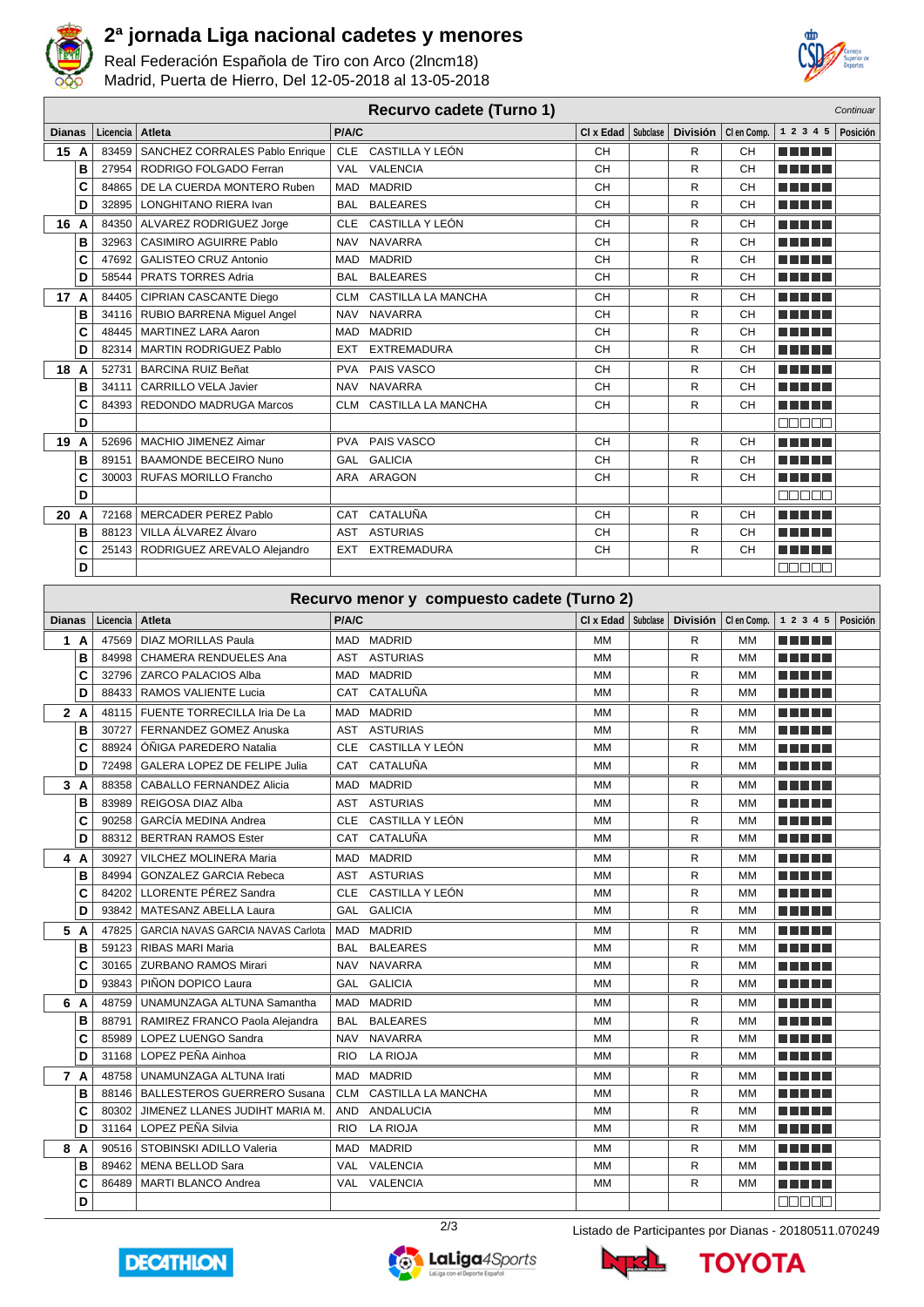# 2ª jornada Liga nacional cadetes y menores

Real Federación Española de Tiro con Arco (2lncm18)
Madrid, Puerta de Hierro, Del 12-05-2018 al 13-05-2018

## Recurvo cadete (Turno 1)

*Continuar*

| Dianas | | Licencia | Atleta | P/A/C | | Cl x Edad | Subclase | División | Cl en Comp. | 1 2 3 4 5 | Posición |
|---|---|---|---|---|---|---|---|---|---|---|---|
| 15 | A | 83459 | SANCHEZ CORRALES Pablo Enrique | CLE | CASTILLA Y LEÓN | CH | | R | CH | ■■■■■ | |
| | B | 27954 | RODRIGO FOLGADO Ferran | VAL | VALENCIA | CH | | R | CH | ■■■■■ | |
| | C | 84865 | DE LA CUERDA MONTERO Ruben | MAD | MADRID | CH | | R | CH | ■■■■■ | |
| | D | 32895 | LONGHITANO RIERA Ivan | BAL | BALEARES | CH | | R | CH | ■■■■■ | |
| 16 | A | 84350 | ALVAREZ RODRIGUEZ Jorge | CLE | CASTILLA Y LEÓN | CH | | R | CH | ■■■■■ | |
| | B | 32963 | CASIMIRO AGUIRRE Pablo | NAV | NAVARRA | CH | | R | CH | ■■■■■ | |
| | C | 47692 | GALISTEO CRUZ Antonio | MAD | MADRID | CH | | R | CH | ■■■■■ | |
| | D | 58544 | PRATS TORRES Adria | BAL | BALEARES | CH | | R | CH | ■■■■■ | |
| 17 | A | 84405 | CIPRIAN CASCANTE Diego | CLM | CASTILLA LA MANCHA | CH | | R | CH | ■■■■■ | |
| | B | 34116 | RUBIO BARRENA Miguel Angel | NAV | NAVARRA | CH | | R | CH | ■■■■■ | |
| | C | 48445 | MARTINEZ LARA Aaron | MAD | MADRID | CH | | R | CH | ■■■■■ | |
| | D | 82314 | MARTIN RODRIGUEZ Pablo | EXT | EXTREMADURA | CH | | R | CH | ■■■■■ | |
| 18 | A | 52731 | BARCINA RUIZ Beñat | PVA | PAIS VASCO | CH | | R | CH | ■■■■■ | |
| | B | 34111 | CARRILLO VELA Javier | NAV | NAVARRA | CH | | R | CH | ■■■■■ | |
| | C | 84393 | REDONDO MADRUGA Marcos | CLM | CASTILLA LA MANCHA | CH | | R | CH | ■■■■■ | |
| | D | | | | | | | | | □□□□□ | |
| 19 | A | 52696 | MACHIO JIMENEZ Aimar | PVA | PAIS VASCO | CH | | R | CH | ■■■■■ | |
| | B | 89151 | BAAMONDE BECEIRO Nuno | GAL | GALICIA | CH | | R | CH | ■■■■■ | |
| | C | 30003 | RUFAS MORILLO Francho | ARA | ARAGON | CH | | R | CH | ■■■■■ | |
| | D | | | | | | | | | □□□□□ | |
| 20 | A | 72168 | MERCADER PEREZ Pablo | CAT | CATALUÑA | CH | | R | CH | ■■■■■ | |
| | B | 88123 | VILLA ÁLVAREZ Álvaro | AST | ASTURIAS | CH | | R | CH | ■■■■■ | |
| | C | 25143 | RODRIGUEZ AREVALO Alejandro | EXT | EXTREMADURA | CH | | R | CH | ■■■■■ | |
| | D | | | | | | | | | □□□□□ | |

## Recurvo menor y compuesto cadete (Turno 2)

| Dianas | | Licencia | Atleta | P/A/C | | Cl x Edad | Subclase | División | Cl en Comp. | 1 2 3 4 5 | Posición |
|---|---|---|---|---|---|---|---|---|---|---|---|
| 1 | A | 47569 | DIAZ MORILLAS Paula | MAD | MADRID | MM | | R | MM | ■■■■■ | |
| | B | 84998 | CHAMERA RENDUELES Ana | AST | ASTURIAS | MM | | R | MM | ■■■■■ | |
| | C | 32796 | ZARCO PALACIOS Alba | MAD | MADRID | MM | | R | MM | ■■■■■ | |
| | D | 88433 | RAMOS VALIENTE Lucia | CAT | CATALUÑA | MM | | R | MM | ■■■■■ | |
| 2 | A | 48115 | FUENTE TORRECILLA Iria De La | MAD | MADRID | MM | | R | MM | ■■■■■ | |
| | B | 30727 | FERNANDEZ GOMEZ Anuska | AST | ASTURIAS | MM | | R | MM | ■■■■■ | |
| | C | 88924 | ÑIGA PAREDERO Natalia | CLE | CASTILLA Y LEÓN | MM | | R | MM | ■■■■■ | |
| | D | 72498 | GALERA LOPEZ DE FELIPE Julia | CAT | CATALUÑA | MM | | R | MM | ■■■■■ | |
| 3 | A | 88358 | CABALLO FERNANDEZ Alicia | MAD | MADRID | MM | | R | MM | ■■■■■ | |
| | B | 83989 | REIGOSA DIAZ Alba | AST | ASTURIAS | MM | | R | MM | ■■■■■ | |
| | C | 90258 | GARCÍA MEDINA Andrea | CLE | CASTILLA Y LEÓN | MM | | R | MM | ■■■■■ | |
| | D | 88312 | BERTRAN RAMOS Ester | CAT | CATALUÑA | MM | | R | MM | ■■■■■ | |
| 4 | A | 30927 | VILCHEZ MOLINERA Maria | MAD | MADRID | MM | | R | MM | ■■■■■ | |
| | B | 84994 | GONZALEZ GARCIA Rebeca | AST | ASTURIAS | MM | | R | MM | ■■■■■ | |
| | C | 84202 | LLORENTE PÉREZ Sandra | CLE | CASTILLA Y LEÓN | MM | | R | MM | ■■■■■ | |
| | D | 93842 | MATESANZ ABELLA Laura | GAL | GALICIA | MM | | R | MM | ■■■■■ | |
| 5 | A | 47825 | GARCIA NAVAS GARCIA NAVAS Carlota | MAD | MADRID | MM | | R | MM | ■■■■■ | |
| | B | 59123 | RIBAS MARI Maria | BAL | BALEARES | MM | | R | MM | ■■■■■ | |
| | C | 30165 | ZURBANO RAMOS Mirari | NAV | NAVARRA | MM | | R | MM | ■■■■■ | |
| | D | 93843 | PIÑON DOPICO Laura | GAL | GALICIA | MM | | R | MM | ■■■■■ | |
| 6 | A | 48759 | UNAMUNZAGA ALTUNA Samantha | MAD | MADRID | MM | | R | MM | ■■■■■ | |
| | B | 88791 | RAMIREZ FRANCO Paola Alejandra | BAL | BALEARES | MM | | R | MM | ■■■■■ | |
| | C | 85989 | LOPEZ LUENGO Sandra | NAV | NAVARRA | MM | | R | MM | ■■■■■ | |
| | D | 31168 | LOPEZ PEÑA Ainhoa | RIO | LA RIOJA | MM | | R | MM | ■■■■■ | |
| 7 | A | 48758 | UNAMUNZAGA ALTUNA Irati | MAD | MADRID | MM | | R | MM | ■■■■■ | |
| | B | 88146 | BALLESTEROS GUERRERO Susana | CLM | CASTILLA LA MANCHA | MM | | R | MM | ■■■■■ | |
| | C | 80302 | JIMENEZ LLANES JUDIHT MARIA M. | AND | ANDALUCIA | MM | | R | MM | ■■■■■ | |
| | D | 31164 | LOPEZ PEÑA Silvia | RIO | LA RIOJA | MM | | R | MM | ■■■■■ | |
| 8 | A | 90516 | STOBINSKI ADILLO Valeria | MAD | MADRID | MM | | R | MM | ■■■■■ | |
| | B | 89462 | MENA BELLOD Sara | VAL | VALENCIA | MM | | R | MM | ■■■■■ | |
| | C | 86489 | MARTI BLANCO Andrea | VAL | VALENCIA | MM | | R | MM | ■■■■■ | |
| | D | | | | | | | | | □□□□□ | |

Listado de Participantes por Dianas - 20180511.070249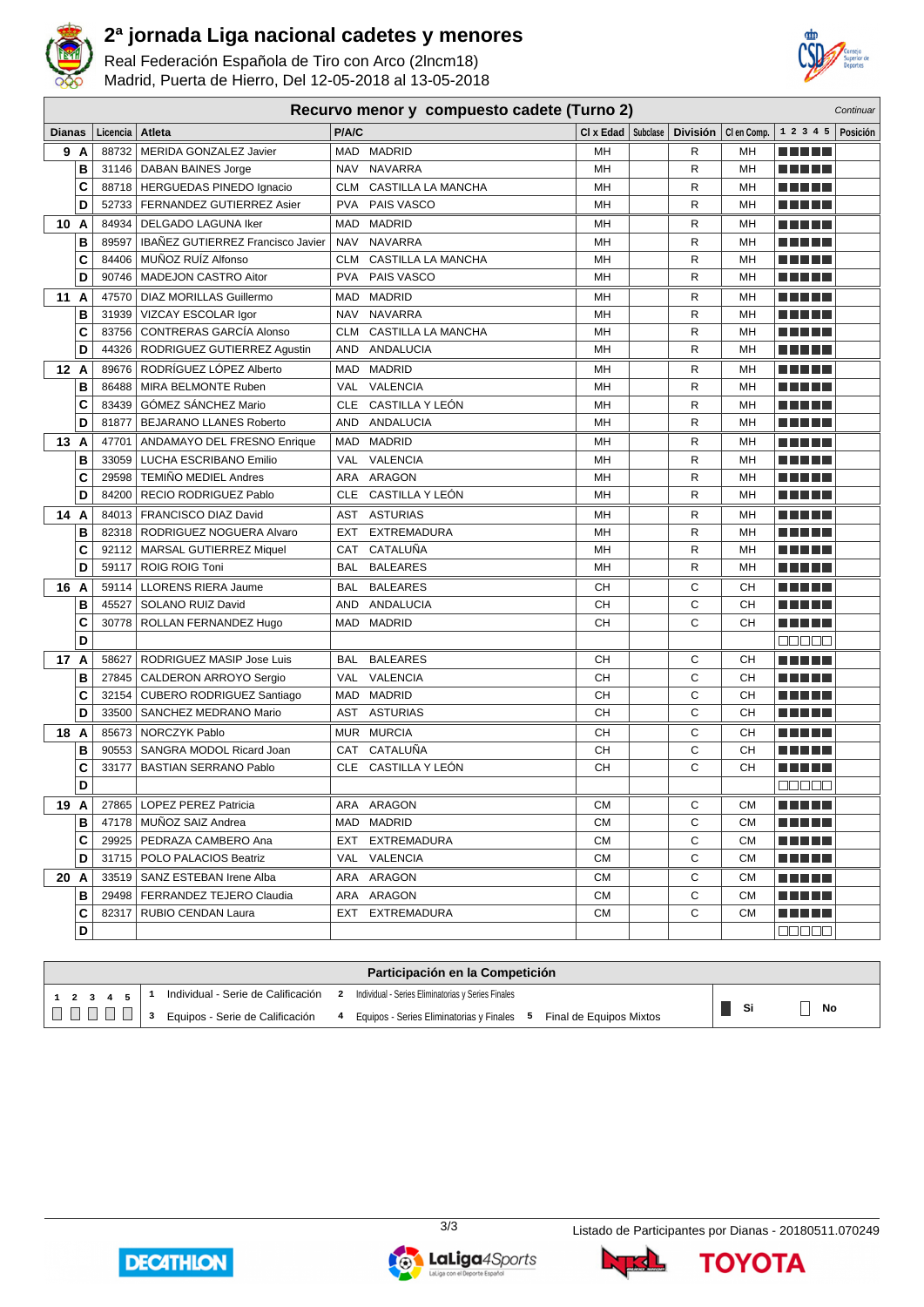# 2ª jornada Liga nacional cadetes y menores

Real Federación Española de Tiro con Arco (2lncm18)
Madrid, Puerta de Hierro, Del 12-05-2018 al 13-05-2018

## Recurvo menor y compuesto cadete (Turno 2)

*Continuar*

| Dianas | | Licencia | Atleta | P/A/C | | Cl x Edad | Subclase | División | Cl en Comp. | 1 2 3 4 5 | Posición |
|---|---|---|---|---|---|---|---|---|---|---|---|
| 9 | A | 88732 | MERIDA GONZALEZ Javier | MAD | MADRID | MH | | R | MH | ■■■■■ | |
| | B | 31146 | DABAN BAINES Jorge | NAV | NAVARRA | MH | | R | MH | ■■■■■ | |
| | C | 88718 | HERGUEDAS PINEDO Ignacio | CLM | CASTILLA LA MANCHA | MH | | R | MH | ■■■■■ | |
| | D | 52733 | FERNANDEZ GUTIERREZ Asier | PVA | PAIS VASCO | MH | | R | MH | ■■■■■ | |
| 10 | A | 84934 | DELGADO LAGUNA Iker | MAD | MADRID | MH | | R | MH | ■■■■■ | |
| | B | 89597 | IBAÑEZ GUTIERREZ Francisco Javier | NAV | NAVARRA | MH | | R | MH | ■■■■■ | |
| | C | 84406 | MUÑOZ RUÍZ Alfonso | CLM | CASTILLA LA MANCHA | MH | | R | MH | ■■■■■ | |
| | D | 90746 | MADEJON CASTRO Aitor | PVA | PAIS VASCO | MH | | R | MH | ■■■■■ | |
| 11 | A | 47570 | DIAZ MORILLAS Guillermo | MAD | MADRID | MH | | R | MH | ■■■■■ | |
| | B | 31939 | VIZCAY ESCOLAR Igor | NAV | NAVARRA | MH | | R | MH | ■■■■■ | |
| | C | 83756 | CONTRERAS GARCÍA Alonso | CLM | CASTILLA LA MANCHA | MH | | R | MH | ■■■■■ | |
| | D | 44326 | RODRIGUEZ GUTIERREZ Agustin | AND | ANDALUCIA | MH | | R | MH | ■■■■■ | |
| 12 | A | 89676 | RODRÍGUEZ LÓPEZ Alberto | MAD | MADRID | MH | | R | MH | ■■■■■ | |
| | B | 86488 | MIRA BELMONTE Ruben | VAL | VALENCIA | MH | | R | MH | ■■■■■ | |
| | C | 83439 | GÓMEZ SÁNCHEZ Mario | CLE | CASTILLA Y LEÓN | MH | | R | MH | ■■■■■ | |
| | D | 81877 | BEJARANO LLANES Roberto | AND | ANDALUCIA | MH | | R | MH | ■■■■■ | |
| 13 | A | 47701 | ANDAMAYO DEL FRESNO Enrique | MAD | MADRID | MH | | R | MH | ■■■■■ | |
| | B | 33059 | LUCHA ESCRIBANO Emilio | VAL | VALENCIA | MH | | R | MH | ■■■■■ | |
| | C | 29598 | TEMIÑO MEDIEL Andres | ARA | ARAGON | MH | | R | MH | ■■■■■ | |
| | D | 84200 | RECIO RODRIGUEZ Pablo | CLE | CASTILLA Y LEÓN | MH | | R | MH | ■■■■■ | |
| 14 | A | 84013 | FRANCISCO DIAZ David | AST | ASTURIAS | MH | | R | MH | ■■■■■ | |
| | B | 82318 | RODRIGUEZ NOGUERA Alvaro | EXT | EXTREMADURA | MH | | R | MH | ■■■■■ | |
| | C | 92112 | MARSAL GUTIERREZ Miquel | CAT | CATALUÑA | MH | | R | MH | ■■■■■ | |
| | D | 59117 | ROIG ROIG Toni | BAL | BALEARES | MH | | R | MH | ■■■■■ | |
| 16 | A | 59114 | LLORENS RIERA Jaume | BAL | BALEARES | CH | | C | CH | ■■■■■ | |
| | B | 45527 | SOLANO RUIZ David | AND | ANDALUCIA | CH | | C | CH | ■■■■■ | |
| | C | 30778 | ROLLAN FERNANDEZ Hugo | MAD | MADRID | CH | | C | CH | ■■■■■ | |
| | D | | | | | | | | | □□□□□ | |
| 17 | A | 58627 | RODRIGUEZ MASIP Jose Luis | BAL | BALEARES | CH | | C | CH | ■■■■■ | |
| | B | 27845 | CALDERON ARROYO Sergio | VAL | VALENCIA | CH | | C | CH | ■■■■■ | |
| | C | 32154 | CUBERO RODRIGUEZ Santiago | MAD | MADRID | CH | | C | CH | ■■■■■ | |
| | D | 33500 | SANCHEZ MEDRANO Mario | AST | ASTURIAS | CH | | C | CH | ■■■■■ | |
| 18 | A | 85673 | NORCZYK Pablo | MUR | MURCIA | CH | | C | CH | ■■■■■ | |
| | B | 90553 | SANGRA MODOL Ricard Joan | CAT | CATALUÑA | CH | | C | CH | ■■■■■ | |
| | C | 33177 | BASTIAN SERRANO Pablo | CLE | CASTILLA Y LEÓN | CH | | C | CH | ■■■■■ | |
| | D | | | | | | | | | □□□□□ | |
| 19 | A | 27865 | LOPEZ PEREZ Patricia | ARA | ARAGON | CM | | C | CM | ■■■■■ | |
| | B | 47178 | MUÑOZ SAIZ Andrea | MAD | MADRID | CM | | C | CM | ■■■■■ | |
| | C | 29925 | PEDRAZA CAMBERO Ana | EXT | EXTREMADURA | CM | | C | CM | ■■■■■ | |
| | D | 31715 | POLO PALACIOS Beatriz | VAL | VALENCIA | CM | | C | CM | ■■■■■ | |
| 20 | A | 33519 | SANZ ESTEBAN Irene Alba | ARA | ARAGON | CM | | C | CM | ■■■■■ | |
| | B | 29498 | FERRANDEZ TEJERO Claudia | ARA | ARAGON | CM | | C | CM | ■■■■■ | |
| | C | 82317 | RUBIO CENDAN Laura | EXT | EXTREMADURA | CM | | C | CM | ■■■■■ | |
| | D | | | | | | | | | □□□□□ | |

**Participación en la Competición**

| 1 2 3 4 5 | | | |
|---|---|---|---|
| □□□□□ | 1 Individual - Serie de Calificación | 2 Individual - Series Eliminatorias y Series Finales | ■ Si |
| | 3 Equipos - Serie de Calificación | 4 Equipos - Series Eliminatorias y Finales 5 Final de Equipos Mixtos | □ No |

Listado de Participantes por Dianas - 20180511.070249